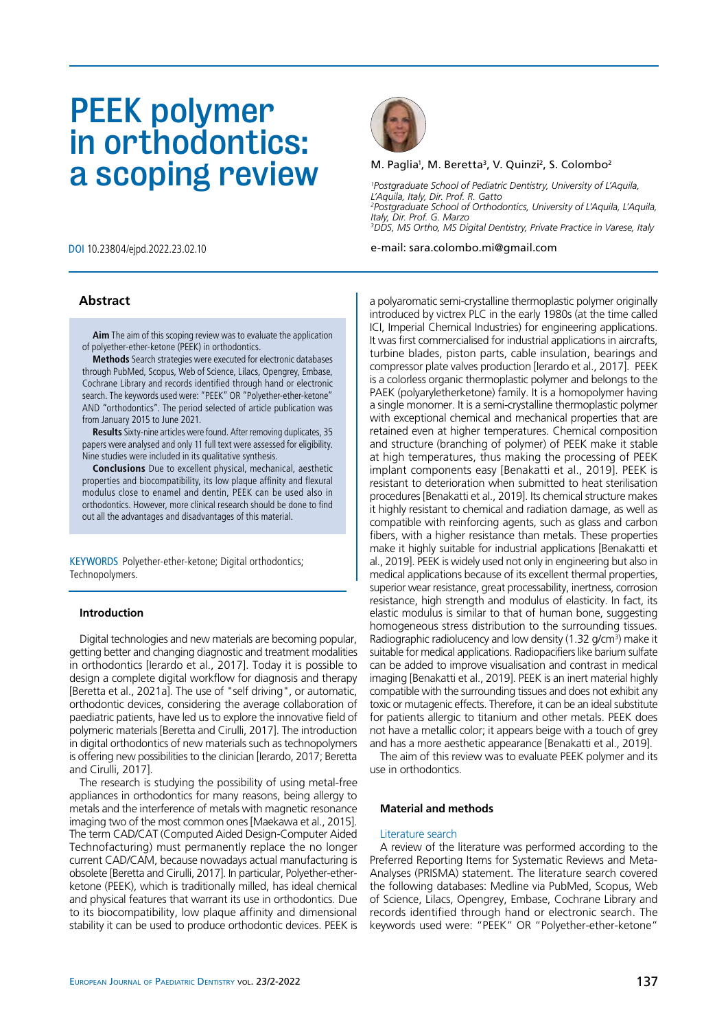# PEEK polymer in orthodontics: a scoping review

M. Paglia[1], M. Beretta[3], V. Quinzi[2], S. Colombo[2]

[1]*Postgraduate School of Pediatric Dentistry, University of L'Aquila, L'Aquila, Italy, Dir. Prof. R. Gatto*
[2]*Postgraduate School of Orthodontics, University of L'Aquila, L'Aquila, Italy, Dir. Prof. G. Marzo*
[3]*DDS, MS Ortho, MS Digital Dentistry, Private Practice in Varese, Italy*

DOI 10.23804/ejpd.2022.23.02.10

e-mail: sara.colombo.mi@gmail.com

## Abstract

**Aim** The aim of this scoping review was to evaluate the application of polyether-ether-ketone (PEEK) in orthodontics.

**Methods** Search strategies were executed for electronic databases through PubMed, Scopus, Web of Science, Lilacs, Opengrey, Embase, Cochrane Library and records identified through hand or electronic search. The keywords used were: "PEEK" OR "Polyether-ether-ketone" AND "orthodontics". The period selected of article publication was from January 2015 to June 2021.

**Results** Sixty-nine articles were found. After removing duplicates, 35 papers were analysed and only 11 full text were assessed for eligibility. Nine studies were included in its qualitative synthesis.

**Conclusions** Due to excellent physical, mechanical, aesthetic properties and biocompatibility, its low plaque affinity and flexural modulus close to enamel and dentin, PEEK can be used also in orthodontics. However, more clinical research should be done to find out all the advantages and disadvantages of this material.

KEYWORDS Polyether-ether-ketone; Digital orthodontics; Technopolymers.

## Introduction

Digital technologies and new materials are becoming popular, getting better and changing diagnostic and treatment modalities in orthodontics [Ierardo et al., 2017]. Today it is possible to design a complete digital workflow for diagnosis and therapy [Beretta et al., 2021a]. The use of "self driving", or automatic, orthodontic devices, considering the average collaboration of paediatric patients, have led us to explore the innovative field of polymeric materials [Beretta and Cirulli, 2017]. The introduction in digital orthodontics of new materials such as technopolymers is offering new possibilities to the clinician [Ierardo, 2017; Beretta and Cirulli, 2017].

The research is studying the possibility of using metal-free appliances in orthodontics for many reasons, being allergy to metals and the interference of metals with magnetic resonance imaging two of the most common ones [Maekawa et al., 2015]. The term CAD/CAT (Computed Aided Design-Computer Aided Technofacturing) must permanently replace the no longer current CAD/CAM, because nowadays actual manufacturing is obsolete [Beretta and Cirulli, 2017]. In particular, Polyether-ether-ketone (PEEK), which is traditionally milled, has ideal chemical and physical features that warrant its use in orthodontics. Due to its biocompatibility, low plaque affinity and dimensional stability it can be used to produce orthodontic devices. PEEK is a polyaromatic semi-crystalline thermoplastic polymer originally introduced by victrex PLC in the early 1980s (at the time called ICI, Imperial Chemical Industries) for engineering applications. It was first commercialised for industrial applications in aircrafts, turbine blades, piston parts, cable insulation, bearings and compressor plate valves production [Ierardo et al., 2017]. PEEK is a colorless organic thermoplastic polymer and belongs to the PAEK (polyaryletherketone) family. It is a homopolymer having a single monomer. It is a semi-crystalline thermoplastic polymer with exceptional chemical and mechanical properties that are retained even at higher temperatures. Chemical composition and structure (branching of polymer) of PEEK make it stable at high temperatures, thus making the processing of PEEK implant components easy [Benakatti et al., 2019]. PEEK is resistant to deterioration when submitted to heat sterilisation procedures [Benakatti et al., 2019]. Its chemical structure makes it highly resistant to chemical and radiation damage, as well as compatible with reinforcing agents, such as glass and carbon fibers, with a higher resistance than metals. These properties make it highly suitable for industrial applications [Benakatti et al., 2019]. PEEK is widely used not only in engineering but also in medical applications because of its excellent thermal properties, superior wear resistance, great processability, inertness, corrosion resistance, high strength and modulus of elasticity. In fact, its elastic modulus is similar to that of human bone, suggesting homogeneous stress distribution to the surrounding tissues. Radiographic radiolucency and low density (1.32 g/cm$^3$) make it suitable for medical applications. Radiopacifiers like barium sulfate can be added to improve visualisation and contrast in medical imaging [Benakatti et al., 2019]. PEEK is an inert material highly compatible with the surrounding tissues and does not exhibit any toxic or mutagenic effects. Therefore, it can be an ideal substitute for patients allergic to titanium and other metals. PEEK does not have a metallic color; it appears beige with a touch of grey and has a more aesthetic appearance [Benakatti et al., 2019].

The aim of this review was to evaluate PEEK polymer and its use in orthodontics.

## Material and methods

### Literature search

A review of the literature was performed according to the Preferred Reporting Items for Systematic Reviews and Meta-Analyses (PRISMA) statement. The literature search covered the following databases: Medline via PubMed, Scopus, Web of Science, Lilacs, Opengrey, Embase, Cochrane Library and records identified through hand or electronic search. The keywords used were: "PEEK" OR "Polyether-ether-ketone"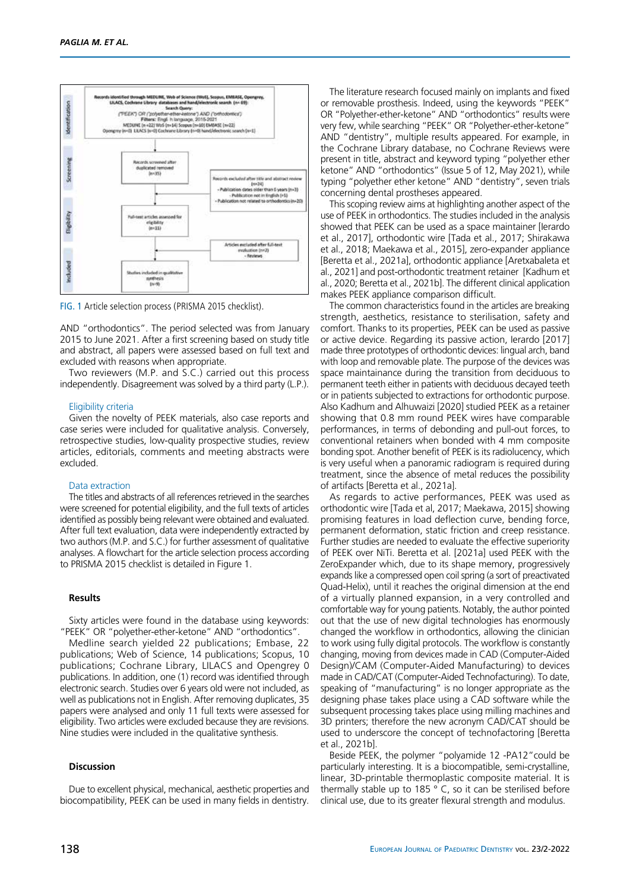FIG. 1 Article selection process (PRISMA 2015 checklist).

AND "orthodontics". The period selected was from January 2015 to June 2021. After a first screening based on study title and abstract, all papers were assessed based on full text and excluded with reasons when appropriate.

Two reviewers (M.P. and S.C.) carried out this process independently. Disagreement was solved by a third party (L.P.).

### Eligibility criteria

Given the novelty of PEEK materials, also case reports and case series were included for qualitative analysis. Conversely, retrospective studies, low-quality prospective studies, review articles, editorials, comments and meeting abstracts were excluded.

### Data extraction

The titles and abstracts of all references retrieved in the searches were screened for potential eligibility, and the full texts of articles identified as possibly being relevant were obtained and evaluated. After full text evaluation, data were independently extracted by two authors (M.P. and S.C.) for further assessment of qualitative analyses. A flowchart for the article selection process according to PRISMA 2015 checklist is detailed in Figure 1.

## Results

Sixty articles were found in the database using keywords: "PEEK" OR "polyether-ether-ketone" AND "orthodontics".

Medline search yielded 22 publications; Embase, 22 publications; Web of Science, 14 publications; Scopus, 10 publications; Cochrane Library, LILACS and Opengrey 0 publications. In addition, one (1) record was identified through electronic search. Studies over 6 years old were not included, as well as publications not in English. After removing duplicates, 35 papers were analysed and only 11 full texts were assessed for eligibility. Two articles were excluded because they are revisions. Nine studies were included in the qualitative synthesis.

## Discussion

Due to excellent physical, mechanical, aesthetic properties and biocompatibility, PEEK can be used in many fields in dentistry. The literature research focused mainly on implants and fixed or removable prosthesis. Indeed, using the keywords "PEEK" OR "Polyether-ether-ketone" AND "orthodontics" results were very few, while searching "PEEK" OR "Polyether-ether-ketone" AND "dentistry", multiple results appeared. For example, in the Cochrane Library database, no Cochrane Reviews were present in title, abstract and keyword typing "polyether ether ketone" AND "orthodontics" (Issue 5 of 12, May 2021), while typing "polyether ether ketone" AND "dentistry", seven trials concerning dental prostheses appeared.

This scoping review aims at highlighting another aspect of the use of PEEK in orthodontics. The studies included in the analysis showed that PEEK can be used as a space maintainer [Ierardo et al., 2017], orthodontic wire [Tada et al., 2017; Shirakawa et al., 2018; Maekawa et al., 2015], zero-expander appliance [Beretta et al., 2021a], orthodontic appliance [Aretxabaleta et al., 2021] and post-orthodontic treatment retainer [Kadhum et al., 2020; Beretta et al., 2021b]. The different clinical application makes PEEK appliance comparison difficult.

The common characteristics found in the articles are breaking strength, aesthetics, resistance to sterilisation, safety and comfort. Thanks to its properties, PEEK can be used as passive or active device. Regarding its passive action, Ierardo [2017] made three prototypes of orthodontic devices: lingual arch, band with loop and removable plate. The purpose of the devices was space maintainance during the transition from deciduous to permanent teeth either in patients with deciduous decayed teeth or in patients subjected to extractions for orthodontic purpose. Also Kadhum and Alhuwaizi [2020] studied PEEK as a retainer showing that 0.8 mm round PEEK wires have comparable performances, in terms of debonding and pull-out forces, to conventional retainers when bonded with 4 mm composite bonding spot. Another benefit of PEEK is its radiolucency, which is very useful when a panoramic radiogram is required during treatment, since the absence of metal reduces the possibility of artifacts [Beretta et al., 2021a].

As regards to active performances, PEEK was used as orthodontic wire [Tada et al, 2017; Maekawa, 2015] showing promising features in load deflection curve, bending force, permanent deformation, static friction and creep resistance. Further studies are needed to evaluate the effective superiority of PEEK over NiTi. Beretta et al. [2021a] used PEEK with the ZeroExpander which, due to its shape memory, progressively expands like a compressed open coil spring (a sort of preactivated Quad-Helix), until it reaches the original dimension at the end of a virtually planned expansion, in a very controlled and comfortable way for young patients. Notably, the author pointed out that the use of new digital technologies has enormously changed the workflow in orthodontics, allowing the clinician to work using fully digital protocols. The workflow is constantly changing, moving from devices made in CAD (Computer-Aided Design)/CAM (Computer-Aided Manufacturing) to devices made in CAD/CAT (Computer-Aided Technofacturing). To date, speaking of "manufacturing" is no longer appropriate as the designing phase takes place using a CAD software while the subsequent processing takes place using milling machines and 3D printers; therefore the new acronym CAD/CAT should be used to underscore the concept of technofacting [Beretta et al., 2021b].

Beside PEEK, the polymer "polyamide 12 -PA12"could be particularly interesting. It is a biocompatible, semi-crystalline, linear, 3D-printable thermoplastic composite material. It is thermally stable up to 185 ° C, so it can be sterilised before clinical use, due to its greater flexural strength and modulus.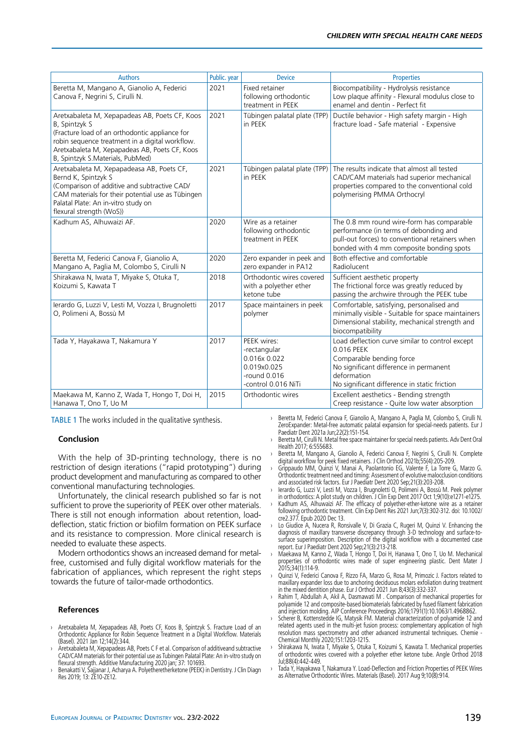| Authors | Public. year | Device | Properties |
|---|---|---|---|
| Beretta M, Mangano A, Gianolio A, Federici Canova F, Negrini S, Cirulli N. | 2021 | Fixed retainer following orthodontic treatment in PEEK | Biocompatibility - Hydrolysis resistance Low plaque affinity - Flexural modulus close to enamel and dentin - Perfect fit |
| Aretxabaleta M, Xepapadeas AB, Poets CF, Koos B, Spintzyk S (Fracture load of an orthodontic appliance for robin sequence treatment in a digital workflow. Aretxabaleta M, Xepapadeas AB, Poets CF, Koos B, Spintzyk S.Materials, PubMed) | 2021 | Tübingen palatal plate (TPP) in PEEK | Ductile behavior - High safety margin - High fracture load - Safe material - Expensive |
| Aretxabaleta M, Xepapadeasa AB, Poets CF, Bernd K, Spintzyk S (Comparison of additive and subtractive CAD/ CAM materials for their potential use as Tübingen Palatal Plate: An in-vitro study on flexural strength (WoS)) | 2021 | Tübingen palatal plate (TPP) in PEEK | The results indicate that almost all tested CAD/CAM materials had superior mechanical properties compared to the conventional cold polymerising PMMA Orthocryl |
| Kadhum AS, Alhuwaizi AF. | 2020 | Wire as a retainer following orthodontic treatment in PEEK | The 0.8 mm round wire-form has comparable performance (in terms of debonding and pull-out forces) to conventional retainers when bonded with 4 mm composite bonding spots |
| Beretta M, Federici Canova F, Gianolio A, Mangano A, Paglia M, Colombo S, Cirulli N | 2020 | Zero expander in peek and zero expander in PA12 | Both effective and comfortable Radiolucent |
| Shirakawa N, Iwata T, Miyake S, Otuka T, Koizumi S, Kawata T | 2018 | Orthodontic wires covered with a polyether ether ketone tube | Sufficient aesthetic property The frictional force was greatly reduced by passing the archwire through the PEEK tube |
| Ierardo G, Luzzi V, Lesti M, Vozza I, Brugnoletti O, Polimeni A, Bossù M | 2017 | Space maintainers in peek polymer | Comfortable, satisfying, personalised and minimally visible - Suitable for space maintainers Dimensional stability, mechanical strength and biocompatibility |
| Tada Y, Hayakawa T, Nakamura Y | 2017 | PEEK wires: -rectangular 0.016x 0.022 0.019x0.025 -round 0.016 -control 0.016 NiTi | Load deflection curve similar to control except 0.016 PEEK Comparable bending force No significant difference in permanent deformation No significant difference in static friction |
| Maekawa M, Kanno Z, Wada T, Hongo T, Doi H, Hanawa T, Ono T, Uo M | 2015 | Orthodontic wires | Excellent aesthetics - Bending strength Creep resistance - Quite low water absorption |

TABLE 1 The works included in the qualitative synthesis.

### Conclusion

With the help of 3D-printing technology, there is no restriction of design iterations ("rapid prototyping") during product development and manufacturing as compared to other conventional manufacturing technologies.

Unfortunately, the clinical research published so far is not sufficient to prove the superiority of PEEK over other materials. There is still not enough information about retention, load-deflection, static friction or biofilm formation on PEEK surface and its resistance to compression. More clinical research is needed to evaluate these aspects.

Modern orthodontics shows an increased demand for metal-free, customised and fully digital workflow materials for the fabrication of appliances, which represent the right steps towards the future of tailor-made orthodontics.

### References

- Aretxabaleta M, Xepapadeas AB, Poets CF, Koos B, Spintzyk S. Fracture Load of an Orthodontic Appliance for Robin Sequence Treatment in a Digital Workflow. Materials (Basel). 2021 Jan 12;14(2):344.
- Aretxabaleta M, Xepapadeas AB, Poets C F et al. Comparison of additiveand subtractive CAD/CAM materials for their potential use as Tubingen Palatal Plate: An in-vitro study on flexural strength. Additive Manufacturing 2020 jan; 37: 101693.
- Benakatti V, Sajjanar J, Acharya A. Polyetheretherketone (PEEK) in Dentistry. J Clin Diagn Res 2019; 13: ZE10-ZE12.
- Beretta M, Federici Canova F, Gianolio A, Mangano A, Paglia M, Colombo S, Cirulli N. ZeroExpander: Metal-free automatic palatal expansion for special-needs patients. Eur J Paediatr Dent 2021a Jun;22(2):151-154.
- Beretta M, Cirulli N. Metal free space maintainer for special needs patients. Adv Dent Oral Health 2017; 6:555683.
- Beretta M, Mangano A, Gianolio A, Federici Canova F, Negrini S, Cirulli N. Complete digital workflow for peek fixed retainers. J Clin Orthod 2021b;55(4):205-209.
- Grippaudo MM, Quinzi V, Manai A, Paolantonio EG, Valente F, La Torre G, Marzo G. Orthodontic treatment need and timing: Assessment of evolutive malocclusion conditions and associated risk factors. Eur J Paediatr Dent 2020 Sep;21(3):203-208.
- Ierardo G, Luzzi V, Lesti M, Vozza I, Brugnoletti O, Polimeni A, Bossù M. Peek polymer in orthodontics: A pilot study on children. J Clin Exp Dent 2017 Oct 1;9(10):e1271-e1275.
- Kadhum AS, Alhuwaizi AF. The efficacy of polyether-ether-ketone wire as a retainer following orthodontic treatment. Clin Exp Dent Res 2021 Jun;7(3):302-312. doi: 10.1002/cre2.377. Epub 2020 Dec 13.
- Lo Giudice A, Nucera R, Ronsivalle V, Di Grazia C, Rugeri M, Quinzi V. Enhancing the diagnosis of maxillary transverse discrepancy through 3-D technology and surface-to-surface superimposition. Description of the digital workflow with a documented case report. Eur J Paediatr Dent 2020 Sep;21(3):213-218.
- Maekawa M, Kanno Z, Wada T, Hongo T, Doi H, Hanawa T, Ono T, Uo M. Mechanical properties of orthodontic wires made of super engineering plastic. Dent Mater J 2015;34(1):114-9.
- Quinzi V, Federici Canova F, Rizzo FA, Marzo G, Rosa M, Primozic J. Factors related to maxillary expander loss due to anchoring deciduous molars exfoliation during treatment in the mixed dentition phase. Eur J Orthod 2021 Jun 8;43(3):332-337.
- Rahim T, Abdullah A, Akil A, Dasmawati M . Comparison of mechanical properties for polyamide 12 and composite-based biomaterials fabricated by fused filament fabrication and injection molding. AIP Conference Proceedings 2016;1791(1):10.1063/1.4968862.
- Scherer B, Kottenstedde IG, Matysik FM. Material characterization of polyamide 12 and related agents used in the multi-jet fusion process: complementary application of high resolution mass spectrometry and other advanced instrumental techniques. Chemie - Chemical Monthly 2020;151:1203-1215.
- Shirakawa N, Iwata T, Miyake S, Otuka T, Koizumi S, Kawata T. Mechanical properties of orthodontic wires covered with a polyether ether ketone tube. Angle Orthod 2018 Jul;88(4):442-449.
- Tada Y, Hayakawa T, Nakamura Y. Load-Deflection and Friction Properties of PEEK Wires as Alternative Orthodontic Wires. Materials (Basel). 2017 Aug 9;10(8):914.